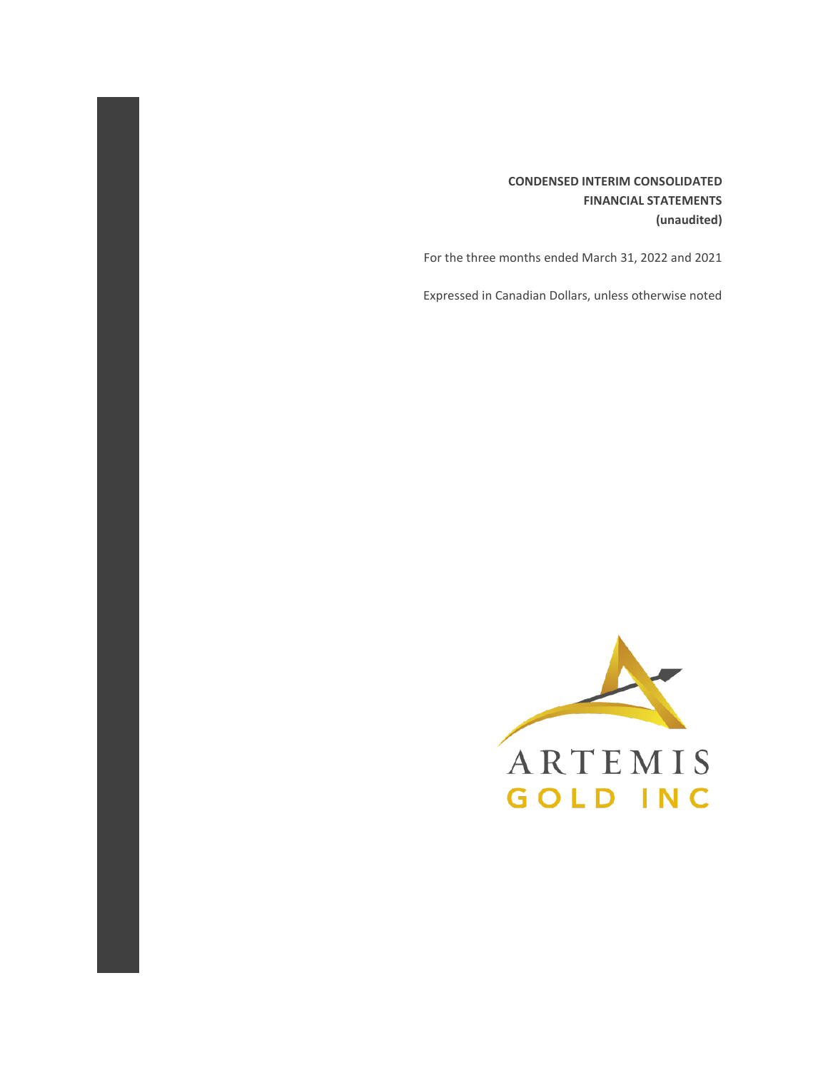**CONDENSED INTERIM CONSOLIDATED FINANCIAL STATEMENTS (unaudited)**

For the three months ended March 31, 2022 and 2021

Expressed in Canadian Dollars, unless otherwise noted

ARTEMIS
GOLD INC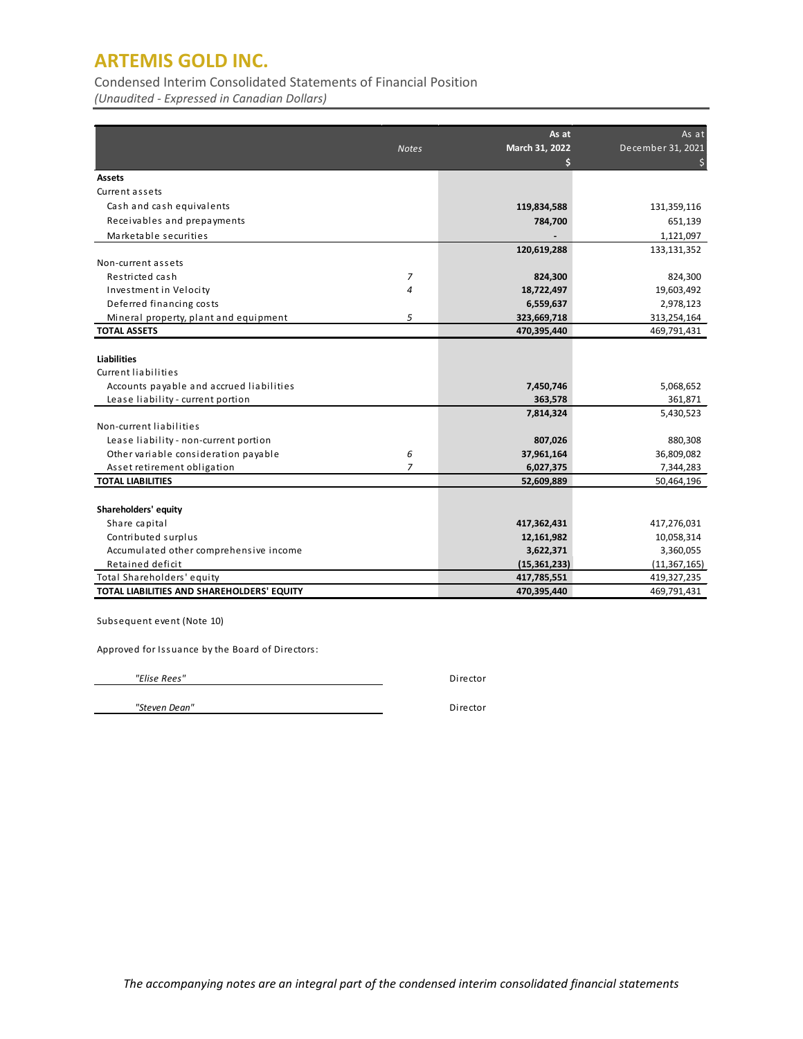# ARTEMIS GOLD INC.

Condensed Interim Consolidated Statements of Financial Position

*(Unaudited - Expressed in Canadian Dollars)*

| | Notes | As at March 31, 2022 $ | As at December 31, 2021 $ |
|---|---|---|---|
| **Assets** | | | |
| Current assets | | | |
| Cash and cash equivalents | | **119,834,588** | 131,359,116 |
| Receivables and prepayments | | **784,700** | 651,139 |
| Marketable securities | | **-** | 1,121,097 |
| | | **120,619,288** | 133,131,352 |
| Non-current assets | | | |
| Restricted cash | 7 | **824,300** | 824,300 |
| Investment in Velocity | 4 | **18,722,497** | 19,603,492 |
| Deferred financing costs | | **6,559,637** | 2,978,123 |
| Mineral property, plant and equipment | 5 | **323,669,718** | 313,254,164 |
| **TOTAL ASSETS** | | **470,395,440** | 469,791,431 |
| | | | |
| **Liabilities** | | | |
| Current liabilities | | | |
| Accounts payable and accrued liabilities | | **7,450,746** | 5,068,652 |
| Lease liability - current portion | | **363,578** | 361,871 |
| | | **7,814,324** | 5,430,523 |
| Non-current liabilities | | | |
| Lease liability - non-current portion | | **807,026** | 880,308 |
| Other variable consideration payable | 6 | **37,961,164** | 36,809,082 |
| Asset retirement obligation | 7 | **6,027,375** | 7,344,283 |
| **TOTAL LIABILITIES** | | **52,609,889** | 50,464,196 |
| | | | |
| **Shareholders' equity** | | | |
| Share capital | | **417,362,431** | 417,276,031 |
| Contributed surplus | | **12,161,982** | 10,058,314 |
| Accumulated other comprehensive income | | **3,622,371** | 3,360,055 |
| Retained deficit | | **(15,361,233)** | (11,367,165) |
| Total Shareholders' equity | | **417,785,551** | 419,327,235 |
| **TOTAL LIABILITIES AND SHAREHOLDERS' EQUITY** | | **470,395,440** | 469,791,431 |

Subsequent event (Note 10)

Approved for Issuance by the Board of Directors:

*"Elise Rees"* Director

*"Steven Dean"* Director

*The accompanying notes are an integral part of the condensed interim consolidated financial statements*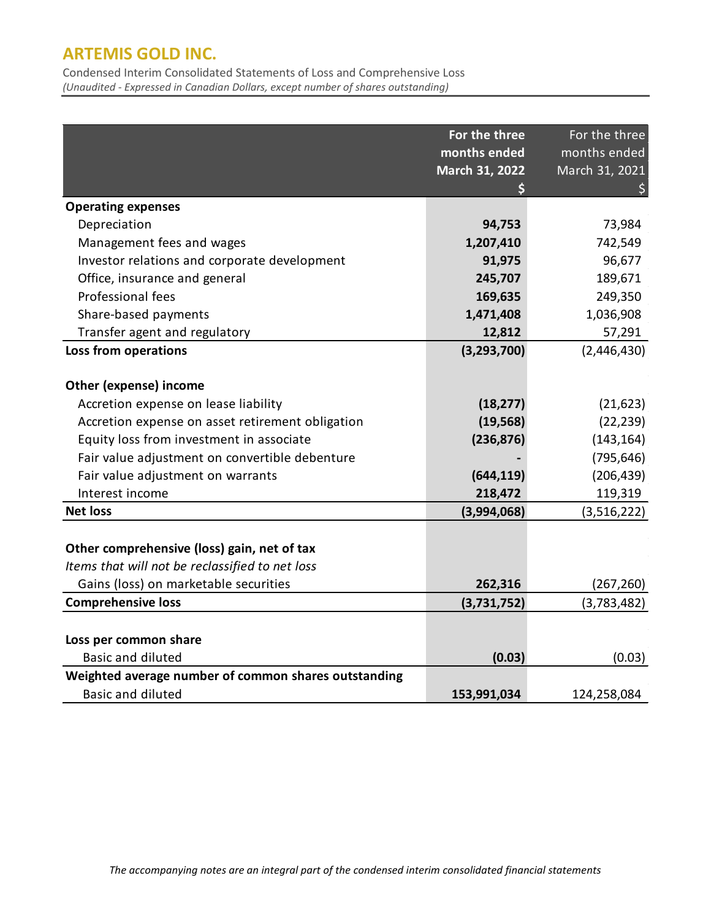# ARTEMIS GOLD INC.

Condensed Interim Consolidated Statements of Loss and Comprehensive Loss

*(Unaudited - Expressed in Canadian Dollars, except number of shares outstanding)*

| | **For the three months ended March 31, 2022 $** | For the three months ended March 31, 2021 $ |
|---|---|---|
| **Operating expenses** | | |
| Depreciation | **94,753** | 73,984 |
| Management fees and wages | **1,207,410** | 742,549 |
| Investor relations and corporate development | **91,975** | 96,677 |
| Office, insurance and general | **245,707** | 189,671 |
| Professional fees | **169,635** | 249,350 |
| Share-based payments | **1,471,408** | 1,036,908 |
| Transfer agent and regulatory | **12,812** | 57,291 |
| **Loss from operations** | **(3,293,700)** | (2,446,430) |
| | | |
| **Other (expense) income** | | |
| Accretion expense on lease liability | **(18,277)** | (21,623) |
| Accretion expense on asset retirement obligation | **(19,568)** | (22,239) |
| Equity loss from investment in associate | **(236,876)** | (143,164) |
| Fair value adjustment on convertible debenture | **-** | (795,646) |
| Fair value adjustment on warrants | **(644,119)** | (206,439) |
| Interest income | **218,472** | 119,319 |
| **Net loss** | **(3,994,068)** | (3,516,222) |
| | | |
| **Other comprehensive (loss) gain, net of tax** | | |
| *Items that will not be reclassified to net loss* | | |
| Gains (loss) on marketable securities | **262,316** | (267,260) |
| **Comprehensive loss** | **(3,731,752)** | (3,783,482) |
| | | |
| **Loss per common share** | | |
| Basic and diluted | **(0.03)** | (0.03) |
| **Weighted average number of common shares outstanding** | | |
| Basic and diluted | **153,991,034** | 124,258,084 |

*The accompanying notes are an integral part of the condensed interim consolidated financial statements*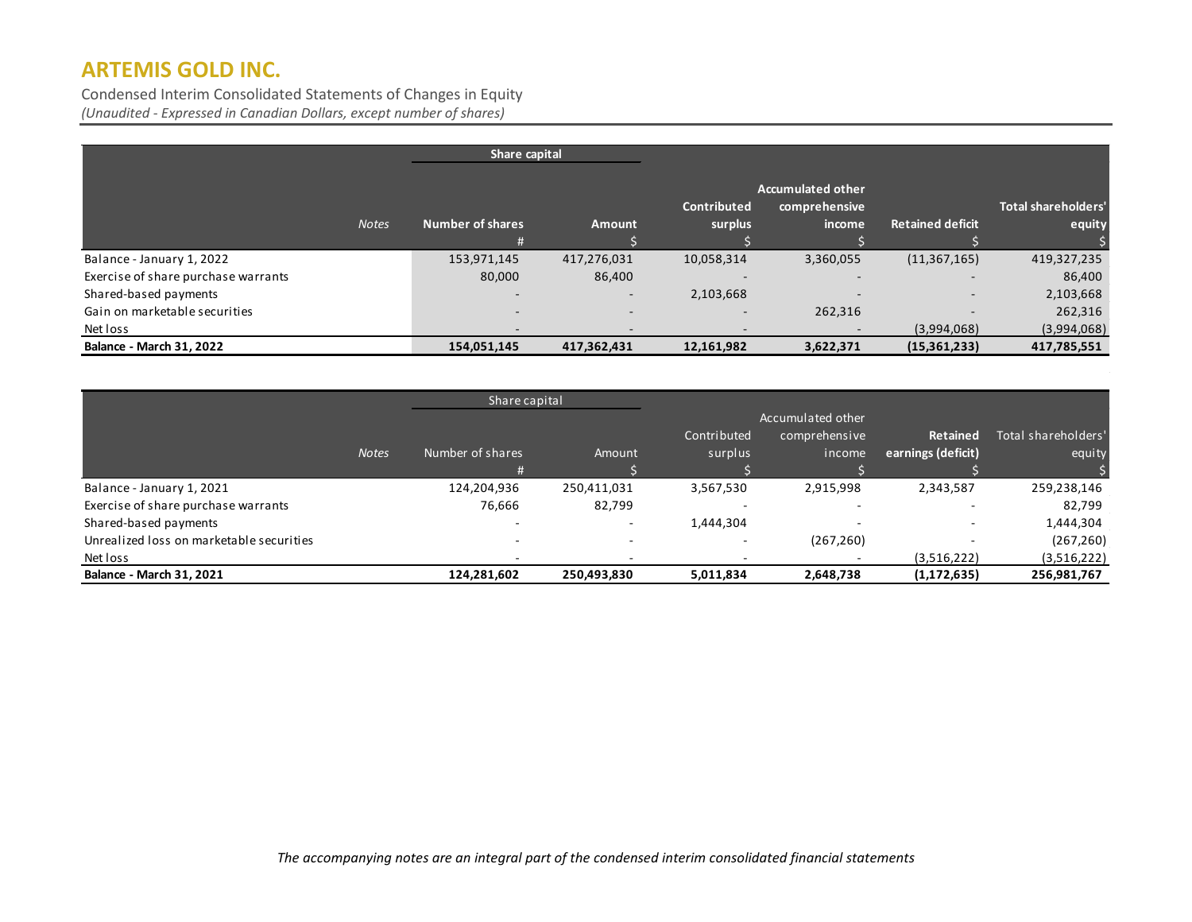# ARTEMIS GOLD INC.

Condensed Interim Consolidated Statements of Changes in Equity

*(Unaudited - Expressed in Canadian Dollars, except number of shares)*

| | *Notes* | Share capital | | | | | |
|---|---|---|---|---|---|---|---|
| | | **Number of shares** | **Amount** | **Contributed surplus** | **Accumulated other comprehensive income** | **Retained deficit** | **Total shareholders' equity** |
| | | # | $ | $ | $ | $ | $ |
| Balance - January 1, 2022 | | 153,971,145 | 417,276,031 | 10,058,314 | 3,360,055 | (11,367,165) | 419,327,235 |
| Exercise of share purchase warrants | | 80,000 | 86,400 | - | - | - | 86,400 |
| Shared-based payments | | - | - | 2,103,668 | - | - | 2,103,668 |
| Gain on marketable securities | | - | - | - | 262,316 | - | 262,316 |
| Net loss | | - | - | - | - | (3,994,068) | (3,994,068) |
| **Balance - March 31, 2022** | | **154,051,145** | **417,362,431** | **12,161,982** | **3,622,371** | **(15,361,233)** | **417,785,551** |

| | *Notes* | Share capital | | | | | |
|---|---|---|---|---|---|---|---|
| | | Number of shares | Amount | Contributed surplus | Accumulated other comprehensive income | **Retained earnings (deficit)** | Total shareholders' equity |
| | | # | $ | $ | $ | $ | $ |
| Balance - January 1, 2021 | | 124,204,936 | 250,411,031 | 3,567,530 | 2,915,998 | 2,343,587 | 259,238,146 |
| Exercise of share purchase warrants | | 76,666 | 82,799 | - | - | - | 82,799 |
| Shared-based payments | | - | - | 1,444,304 | - | - | 1,444,304 |
| Unrealized loss on marketable securities | | - | - | - | (267,260) | - | (267,260) |
| Net loss | | - | - | - | - | (3,516,222) | (3,516,222) |
| **Balance - March 31, 2021** | | **124,281,602** | **250,493,830** | **5,011,834** | **2,648,738** | **(1,172,635)** | **256,981,767** |

*The accompanying notes are an integral part of the condensed interim consolidated financial statements*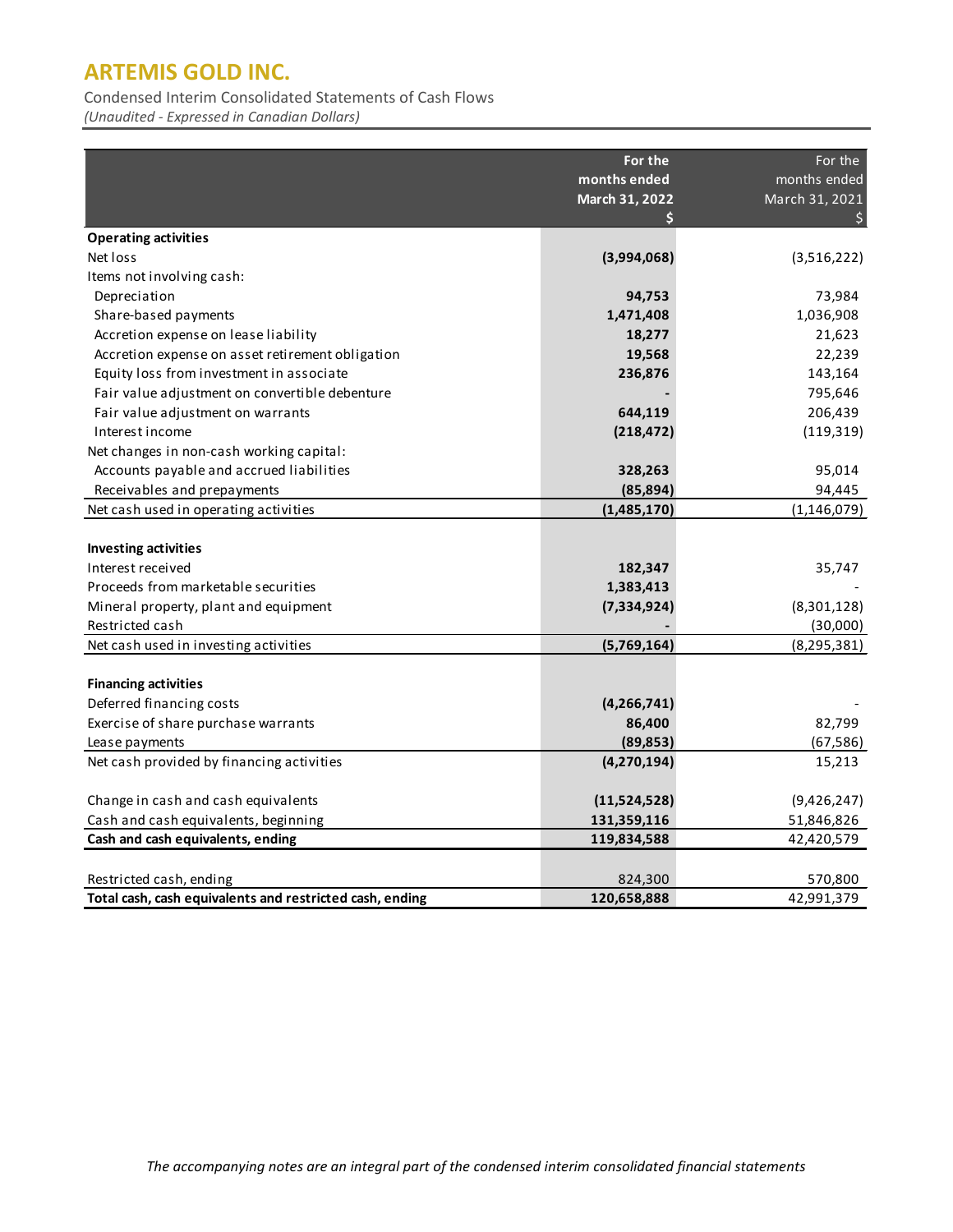# ARTEMIS GOLD INC.

Condensed Interim Consolidated Statements of Cash Flows

*(Unaudited - Expressed in Canadian Dollars)*

| | For the months ended March 31, 2022 $ | For the months ended March 31, 2021 $ |
|---|---|---|
| **Operating activities** | | |
| Net loss | **(3,994,068)** | (3,516,222) |
| Items not involving cash: | | |
| Depreciation | **94,753** | 73,984 |
| Share-based payments | **1,471,408** | 1,036,908 |
| Accretion expense on lease liability | **18,277** | 21,623 |
| Accretion expense on asset retirement obligation | **19,568** | 22,239 |
| Equity loss from investment in associate | **236,876** | 143,164 |
| Fair value adjustment on convertible debenture | **-** | 795,646 |
| Fair value adjustment on warrants | **644,119** | 206,439 |
| Interest income | **(218,472)** | (119,319) |
| Net changes in non-cash working capital: | | |
| Accounts payable and accrued liabilities | **328,263** | 95,014 |
| Receivables and prepayments | **(85,894)** | 94,445 |
| Net cash used in operating activities | **(1,485,170)** | (1,146,079) |
| | | |
| **Investing activities** | | |
| Interest received | **182,347** | 35,747 |
| Proceeds from marketable securities | **1,383,413** | - |
| Mineral property, plant and equipment | **(7,334,924)** | (8,301,128) |
| Restricted cash | **-** | (30,000) |
| Net cash used in investing activities | **(5,769,164)** | (8,295,381) |
| | | |
| **Financing activities** | | |
| Deferred financing costs | **(4,266,741)** | - |
| Exercise of share purchase warrants | **86,400** | 82,799 |
| Lease payments | **(89,853)** | (67,586) |
| Net cash provided by financing activities | **(4,270,194)** | 15,213 |
| | | |
| Change in cash and cash equivalents | **(11,524,528)** | (9,426,247) |
| Cash and cash equivalents, beginning | **131,359,116** | 51,846,826 |
| **Cash and cash equivalents, ending** | **119,834,588** | 42,420,579 |
| | | |
| Restricted cash, ending | 824,300 | 570,800 |
| **Total cash, cash equivalents and restricted cash, ending** | **120,658,888** | 42,991,379 |

*The accompanying notes are an integral part of the condensed interim consolidated financial statements*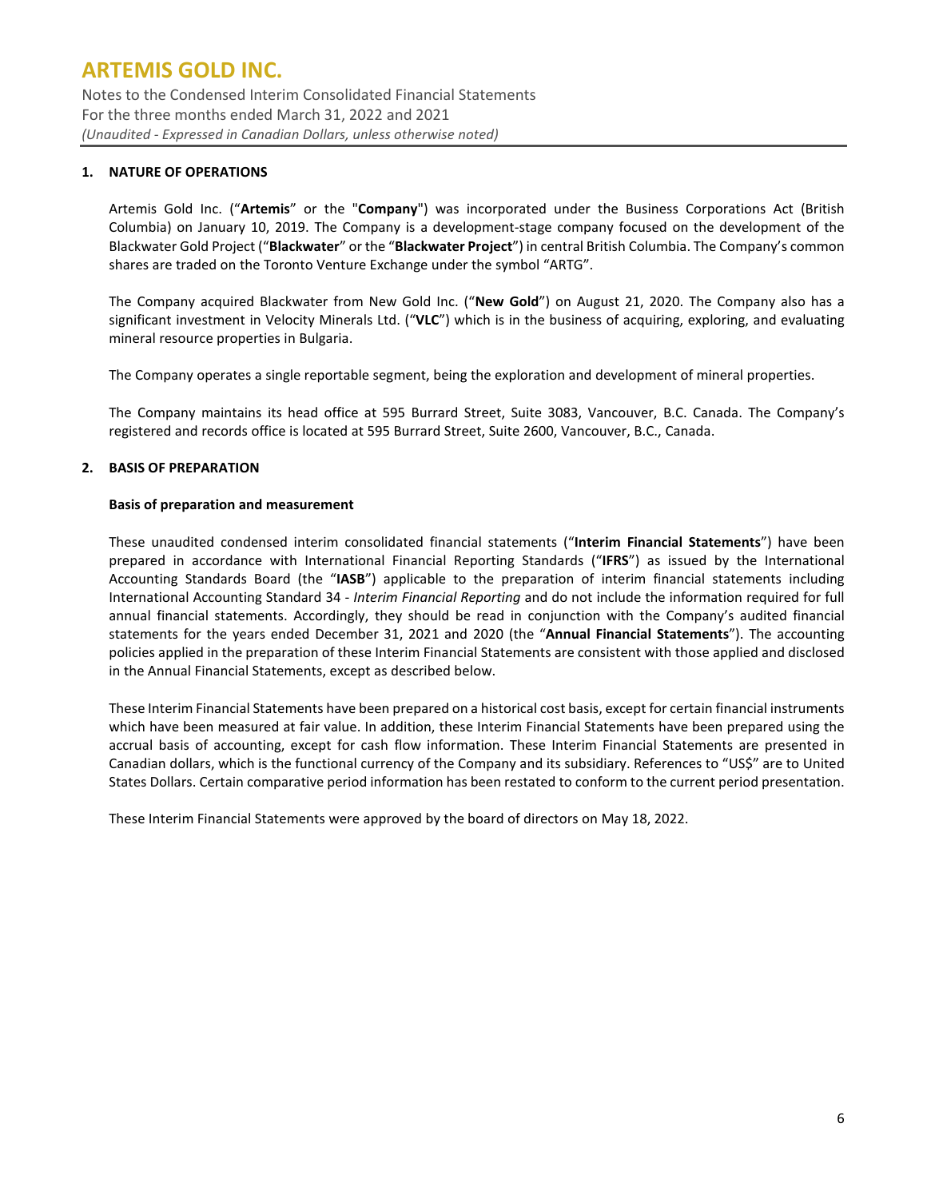## 1. NATURE OF OPERATIONS

Artemis Gold Inc. ("**Artemis**" or the "**Company**") was incorporated under the Business Corporations Act (British Columbia) on January 10, 2019. The Company is a development-stage company focused on the development of the Blackwater Gold Project ("**Blackwater**" or the "**Blackwater Project**") in central British Columbia. The Company's common shares are traded on the Toronto Venture Exchange under the symbol "ARTG".

The Company acquired Blackwater from New Gold Inc. ("**New Gold**") on August 21, 2020. The Company also has a significant investment in Velocity Minerals Ltd. ("**VLC**") which is in the business of acquiring, exploring, and evaluating mineral resource properties in Bulgaria.

The Company operates a single reportable segment, being the exploration and development of mineral properties.

The Company maintains its head office at 595 Burrard Street, Suite 3083, Vancouver, B.C. Canada. The Company's registered and records office is located at 595 Burrard Street, Suite 2600, Vancouver, B.C., Canada.

## 2. BASIS OF PREPARATION

### Basis of preparation and measurement

These unaudited condensed interim consolidated financial statements ("**Interim Financial Statements**") have been prepared in accordance with International Financial Reporting Standards ("**IFRS**") as issued by the International Accounting Standards Board (the "**IASB**") applicable to the preparation of interim financial statements including International Accounting Standard 34 - *Interim Financial Reporting* and do not include the information required for full annual financial statements. Accordingly, they should be read in conjunction with the Company's audited financial statements for the years ended December 31, 2021 and 2020 (the "**Annual Financial Statements**"). The accounting policies applied in the preparation of these Interim Financial Statements are consistent with those applied and disclosed in the Annual Financial Statements, except as described below.

These Interim Financial Statements have been prepared on a historical cost basis, except for certain financial instruments which have been measured at fair value. In addition, these Interim Financial Statements have been prepared using the accrual basis of accounting, except for cash flow information. These Interim Financial Statements are presented in Canadian dollars, which is the functional currency of the Company and its subsidiary. References to "US$" are to United States Dollars. Certain comparative period information has been restated to conform to the current period presentation.

These Interim Financial Statements were approved by the board of directors on May 18, 2022.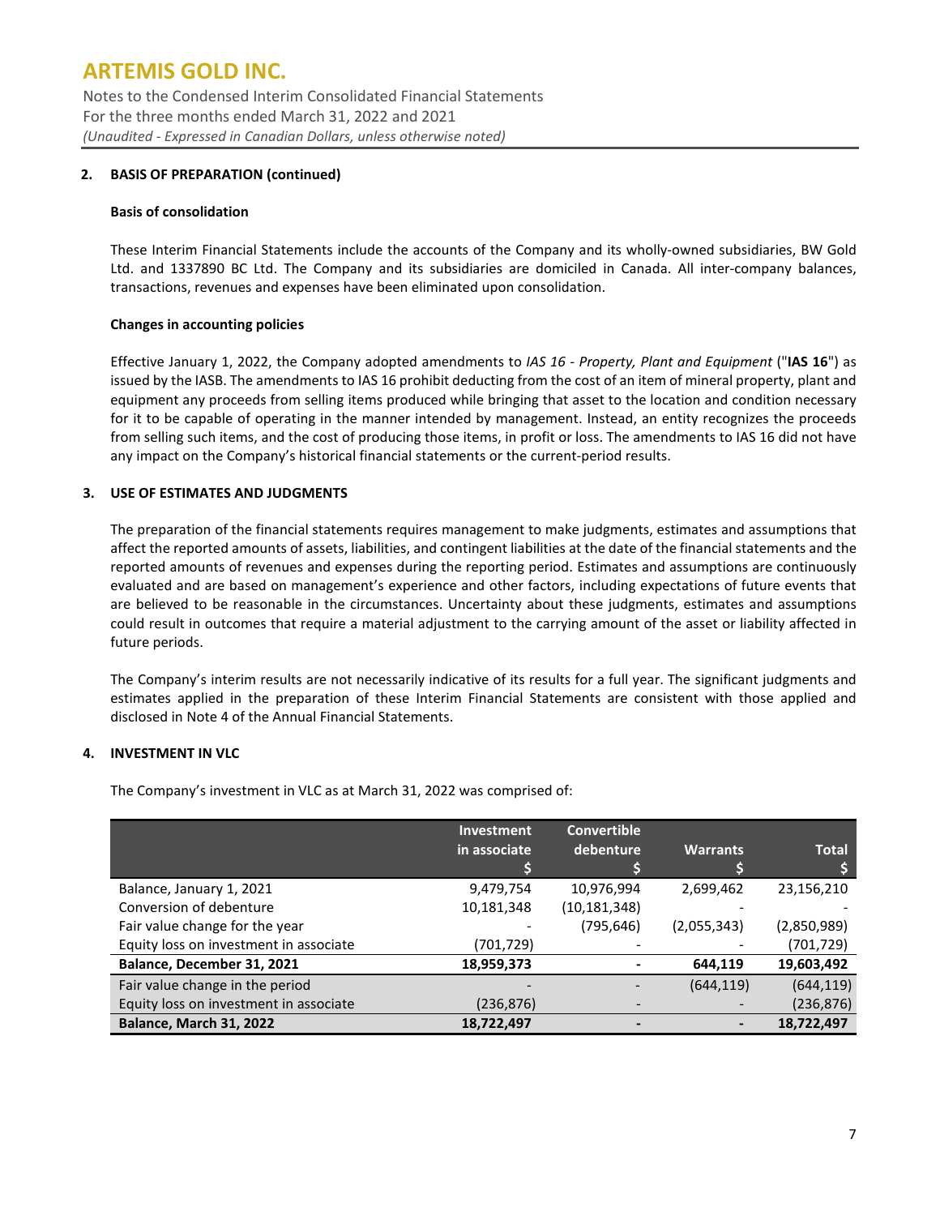## 2. BASIS OF PREPARATION (continued)

### Basis of consolidation

These Interim Financial Statements include the accounts of the Company and its wholly-owned subsidiaries, BW Gold Ltd. and 1337890 BC Ltd. The Company and its subsidiaries are domiciled in Canada. All inter-company balances, transactions, revenues and expenses have been eliminated upon consolidation.

### Changes in accounting policies

Effective January 1, 2022, the Company adopted amendments to *IAS 16 - Property, Plant and Equipment* ("**IAS 16**") as issued by the IASB. The amendments to IAS 16 prohibit deducting from the cost of an item of mineral property, plant and equipment any proceeds from selling items produced while bringing that asset to the location and condition necessary for it to be capable of operating in the manner intended by management. Instead, an entity recognizes the proceeds from selling such items, and the cost of producing those items, in profit or loss. The amendments to IAS 16 did not have any impact on the Company's historical financial statements or the current-period results.

## 3. USE OF ESTIMATES AND JUDGMENTS

The preparation of the financial statements requires management to make judgments, estimates and assumptions that affect the reported amounts of assets, liabilities, and contingent liabilities at the date of the financial statements and the reported amounts of revenues and expenses during the reporting period. Estimates and assumptions are continuously evaluated and are based on management's experience and other factors, including expectations of future events that are believed to be reasonable in the circumstances. Uncertainty about these judgments, estimates and assumptions could result in outcomes that require a material adjustment to the carrying amount of the asset or liability affected in future periods.

The Company's interim results are not necessarily indicative of its results for a full year. The significant judgments and estimates applied in the preparation of these Interim Financial Statements are consistent with those applied and disclosed in Note 4 of the Annual Financial Statements.

## 4. INVESTMENT IN VLC

The Company's investment in VLC as at March 31, 2022 was comprised of:

| | Investment in associate<br>$ | Convertible debenture<br>$ | Warrants<br>$ | Total<br>$ |
|---|---|---|---|---|
| Balance, January 1, 2021 | 9,479,754 | 10,976,994 | 2,699,462 | 23,156,210 |
| Conversion of debenture | 10,181,348 | (10,181,348) | - | - |
| Fair value change for the year | - | (795,646) | (2,055,343) | (2,850,989) |
| Equity loss on investment in associate | (701,729) | - | - | (701,729) |
| **Balance, December 31, 2021** | **18,959,373** | **-** | **644,119** | **19,603,492** |
| Fair value change in the period | - | - | (644,119) | (644,119) |
| Equity loss on investment in associate | (236,876) | - | - | (236,876) |
| **Balance, March 31, 2022** | **18,722,497** | **-** | **-** | **18,722,497** |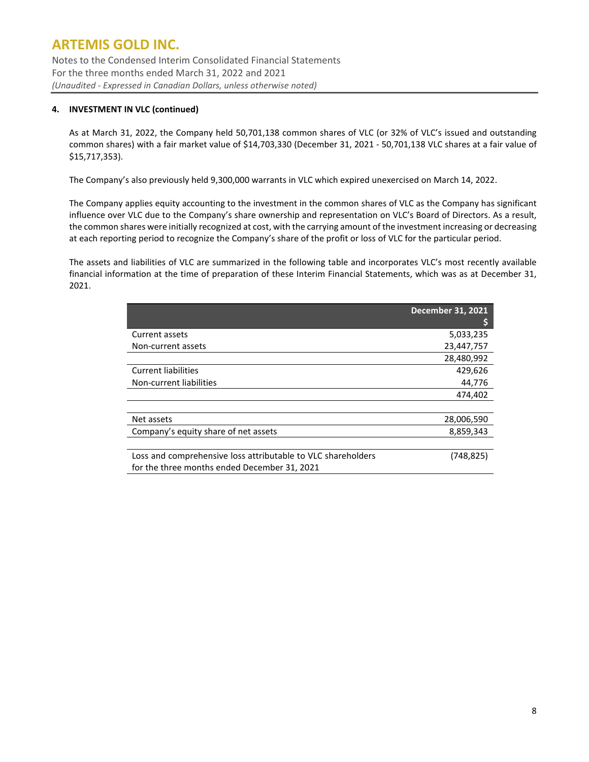#### 4. INVESTMENT IN VLC (continued)

As at March 31, 2022, the Company held 50,701,138 common shares of VLC (or 32% of VLC's issued and outstanding common shares) with a fair market value of $14,703,330 (December 31, 2021 - 50,701,138 VLC shares at a fair value of $15,717,353).

The Company's also previously held 9,300,000 warrants in VLC which expired unexercised on March 14, 2022.

The Company applies equity accounting to the investment in the common shares of VLC as the Company has significant influence over VLC due to the Company's share ownership and representation on VLC's Board of Directors. As a result, the common shares were initially recognized at cost, with the carrying amount of the investment increasing or decreasing at each reporting period to recognize the Company's share of the profit or loss of VLC for the particular period.

The assets and liabilities of VLC are summarized in the following table and incorporates VLC's most recently available financial information at the time of preparation of these Interim Financial Statements, which was as at December 31, 2021.

| | December 31, 2021<br>$ |
|---|---:|
| Current assets | 5,033,235 |
| Non-current assets | 23,447,757 |
| | 28,480,992 |
| Current liabilities | 429,626 |
| Non-current liabilities | 44,776 |
| | 474,402 |
| | |
| Net assets | 28,006,590 |
| Company's equity share of net assets | 8,859,343 |
| | |
| Loss and comprehensive loss attributable to VLC shareholders for the three months ended December 31, 2021 | (748,825) |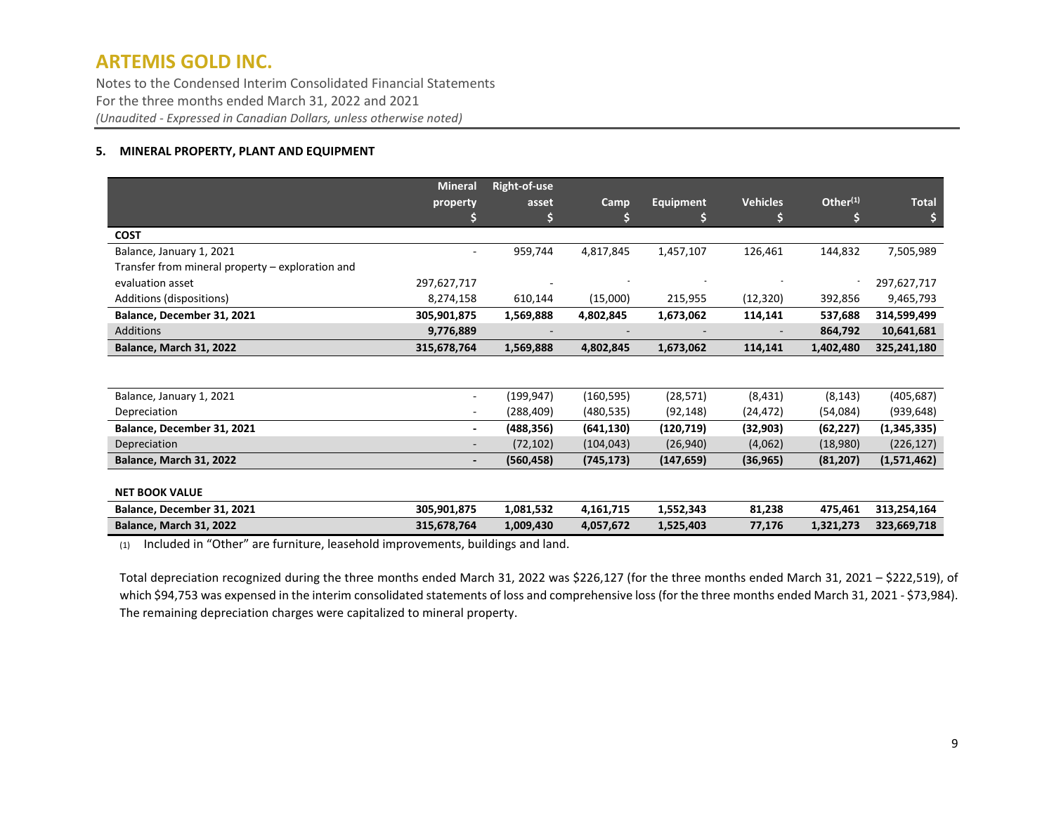## 5. MINERAL PROPERTY, PLANT AND EQUIPMENT

| | Mineral property $ | Right-of-use asset $ | Camp $ | Equipment $ | Vehicles $ | Other(1) $ | Total $ |
|---|---|---|---|---|---|---|---|
| **COST** | | | | | | | |
| Balance, January 1, 2021 | - | 959,744 | 4,817,845 | 1,457,107 | 126,461 | 144,832 | 7,505,989 |
| Transfer from mineral property – exploration and evaluation asset | 297,627,717 | - | - | - | - | - | 297,627,717 |
| Additions (dispositions) | 8,274,158 | 610,144 | (15,000) | 215,955 | (12,320) | 392,856 | 9,465,793 |
| **Balance, December 31, 2021** | **305,901,875** | **1,569,888** | **4,802,845** | **1,673,062** | **114,141** | **537,688** | **314,599,499** |
| Additions | **9,776,889** | - | - | - | - | **864,792** | **10,641,681** |
| **Balance, March 31, 2022** | **315,678,764** | **1,569,888** | **4,802,845** | **1,673,062** | **114,141** | **1,402,480** | **325,241,180** |
| | | | | | | | |
| Balance, January 1, 2021 | - | (199,947) | (160,595) | (28,571) | (8,431) | (8,143) | (405,687) |
| Depreciation | - | (288,409) | (480,535) | (92,148) | (24,472) | (54,084) | (939,648) |
| **Balance, December 31, 2021** | **-** | **(488,356)** | **(641,130)** | **(120,719)** | **(32,903)** | **(62,227)** | **(1,345,335)** |
| Depreciation | - | (72,102) | (104,043) | (26,940) | (4,062) | (18,980) | (226,127) |
| **Balance, March 31, 2022** | **-** | **(560,458)** | **(745,173)** | **(147,659)** | **(36,965)** | **(81,207)** | **(1,571,462)** |
| | | | | | | | |
| **NET BOOK VALUE** | | | | | | | |
| **Balance, December 31, 2021** | **305,901,875** | **1,081,532** | **4,161,715** | **1,552,343** | **81,238** | **475,461** | **313,254,164** |
| **Balance, March 31, 2022** | **315,678,764** | **1,009,430** | **4,057,672** | **1,525,403** | **77,176** | **1,321,273** | **323,669,718** |

(1) Included in "Other" are furniture, leasehold improvements, buildings and land.

Total depreciation recognized during the three months ended March 31, 2022 was $226,127 (for the three months ended March 31, 2021 – $222,519), of which $94,753 was expensed in the interim consolidated statements of loss and comprehensive loss (for the three months ended March 31, 2021 - $73,984). The remaining depreciation charges were capitalized to mineral property.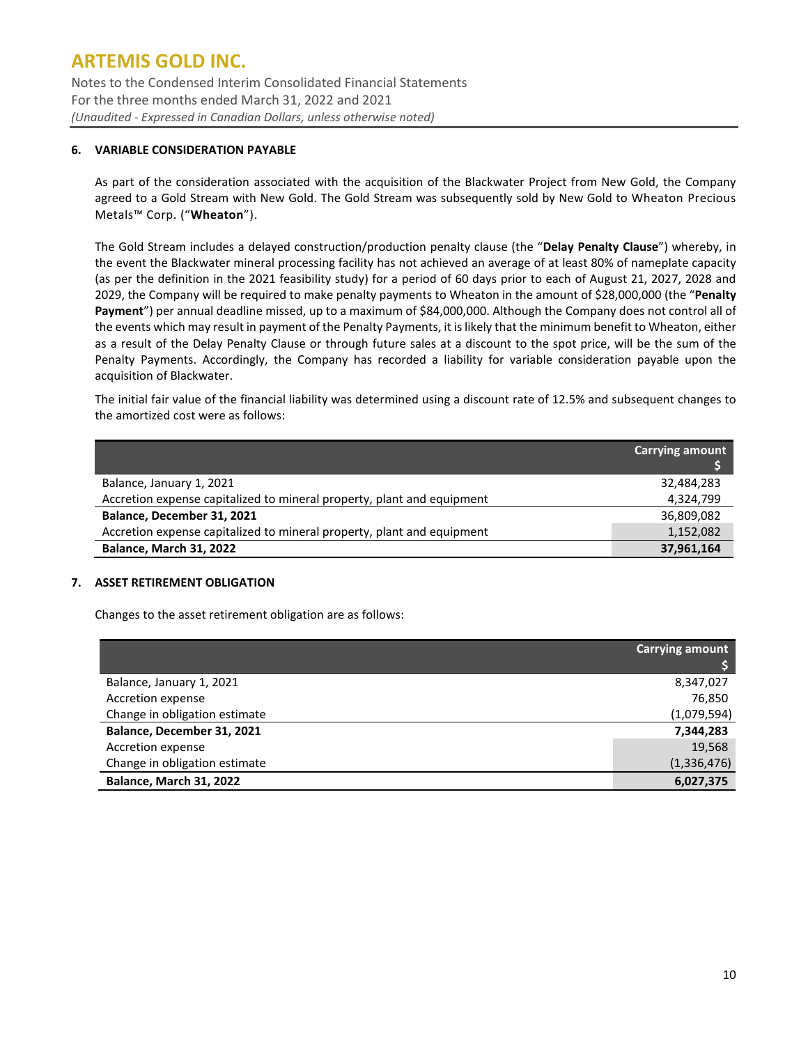## 6. VARIABLE CONSIDERATION PAYABLE

As part of the consideration associated with the acquisition of the Blackwater Project from New Gold, the Company agreed to a Gold Stream with New Gold. The Gold Stream was subsequently sold by New Gold to Wheaton Precious Metals™ Corp. ("**Wheaton**").

The Gold Stream includes a delayed construction/production penalty clause (the "**Delay Penalty Clause**") whereby, in the event the Blackwater mineral processing facility has not achieved an average of at least 80% of nameplate capacity (as per the definition in the 2021 feasibility study) for a period of 60 days prior to each of August 21, 2027, 2028 and 2029, the Company will be required to make penalty payments to Wheaton in the amount of $28,000,000 (the "**Penalty Payment**") per annual deadline missed, up to a maximum of $84,000,000. Although the Company does not control all of the events which may result in payment of the Penalty Payments, it is likely that the minimum benefit to Wheaton, either as a result of the Delay Penalty Clause or through future sales at a discount to the spot price, will be the sum of the Penalty Payments. Accordingly, the Company has recorded a liability for variable consideration payable upon the acquisition of Blackwater.

The initial fair value of the financial liability was determined using a discount rate of 12.5% and subsequent changes to the amortized cost were as follows:

| | Carrying amount $ |
|---|---|
| Balance, January 1, 2021 | 32,484,283 |
| Accretion expense capitalized to mineral property, plant and equipment | 4,324,799 |
| **Balance, December 31, 2021** | 36,809,082 |
| Accretion expense capitalized to mineral property, plant and equipment | 1,152,082 |
| **Balance, March 31, 2022** | **37,961,164** |

## 7. ASSET RETIREMENT OBLIGATION

Changes to the asset retirement obligation are as follows:

| | Carrying amount $ |
|---|---|
| Balance, January 1, 2021 | 8,347,027 |
| Accretion expense | 76,850 |
| Change in obligation estimate | (1,079,594) |
| **Balance, December 31, 2021** | **7,344,283** |
| Accretion expense | 19,568 |
| Change in obligation estimate | (1,336,476) |
| **Balance, March 31, 2022** | **6,027,375** |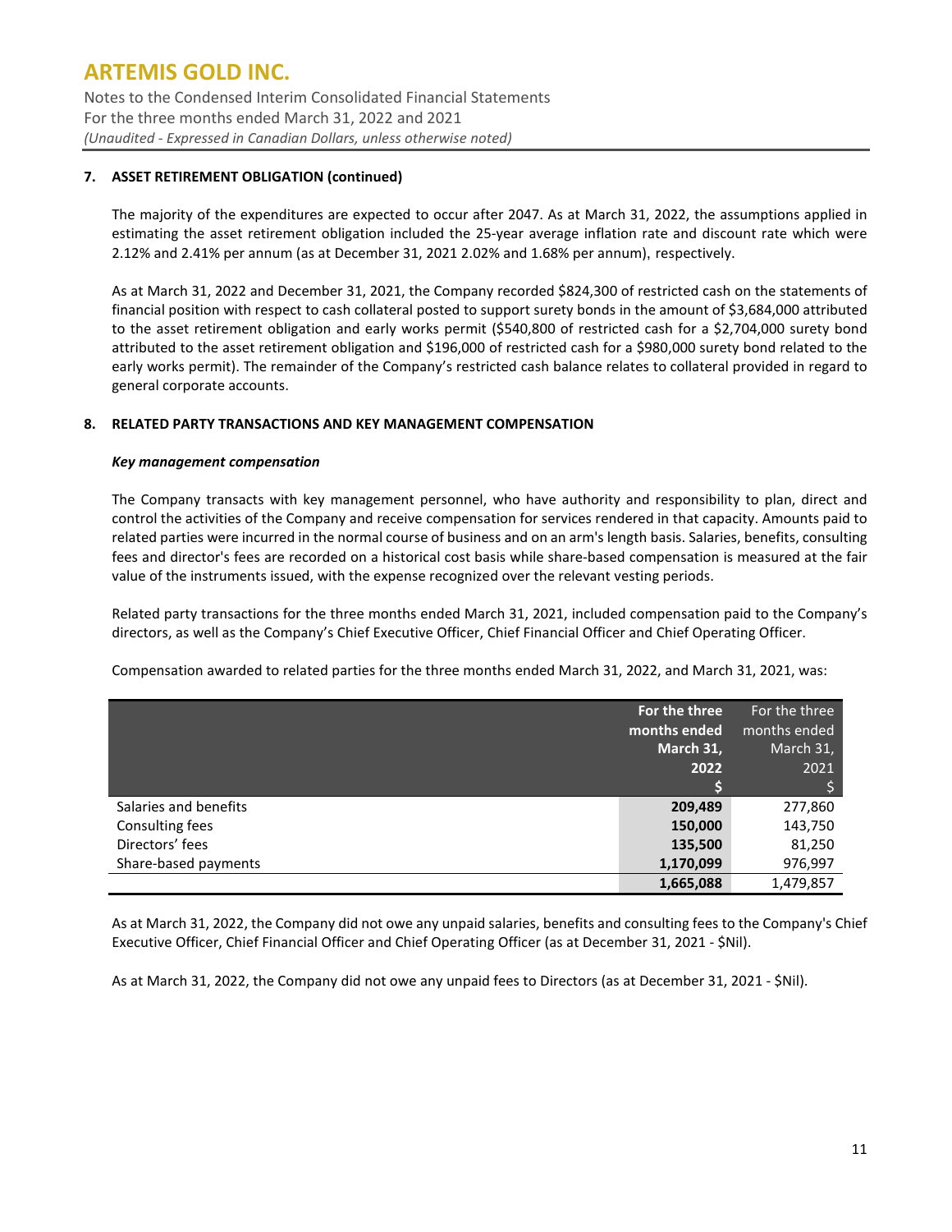### 7. ASSET RETIREMENT OBLIGATION (continued)

The majority of the expenditures are expected to occur after 2047. As at March 31, 2022, the assumptions applied in estimating the asset retirement obligation included the 25-year average inflation rate and discount rate which were 2.12% and 2.41% per annum (as at December 31, 2021 2.02% and 1.68% per annum), respectively.

As at March 31, 2022 and December 31, 2021, the Company recorded $824,300 of restricted cash on the statements of financial position with respect to cash collateral posted to support surety bonds in the amount of $3,684,000 attributed to the asset retirement obligation and early works permit ($540,800 of restricted cash for a $2,704,000 surety bond attributed to the asset retirement obligation and $196,000 of restricted cash for a $980,000 surety bond related to the early works permit). The remainder of the Company's restricted cash balance relates to collateral provided in regard to general corporate accounts.

### 8. RELATED PARTY TRANSACTIONS AND KEY MANAGEMENT COMPENSATION

***Key management compensation***

The Company transacts with key management personnel, who have authority and responsibility to plan, direct and control the activities of the Company and receive compensation for services rendered in that capacity. Amounts paid to related parties were incurred in the normal course of business and on an arm's length basis. Salaries, benefits, consulting fees and director's fees are recorded on a historical cost basis while share-based compensation is measured at the fair value of the instruments issued, with the expense recognized over the relevant vesting periods.

Related party transactions for the three months ended March 31, 2021, included compensation paid to the Company's directors, as well as the Company's Chief Executive Officer, Chief Financial Officer and Chief Operating Officer.

Compensation awarded to related parties for the three months ended March 31, 2022, and March 31, 2021, was:

| | **For the three months ended March 31, 2022 $** | For the three months ended March 31, 2021 $ |
|---|---|---|
| Salaries and benefits | **209,489** | 277,860 |
| Consulting fees | **150,000** | 143,750 |
| Directors' fees | **135,500** | 81,250 |
| Share-based payments | **1,170,099** | 976,997 |
| | **1,665,088** | 1,479,857 |

As at March 31, 2022, the Company did not owe any unpaid salaries, benefits and consulting fees to the Company's Chief Executive Officer, Chief Financial Officer and Chief Operating Officer (as at December 31, 2021 - $Nil).

As at March 31, 2022, the Company did not owe any unpaid fees to Directors (as at December 31, 2021 - $Nil).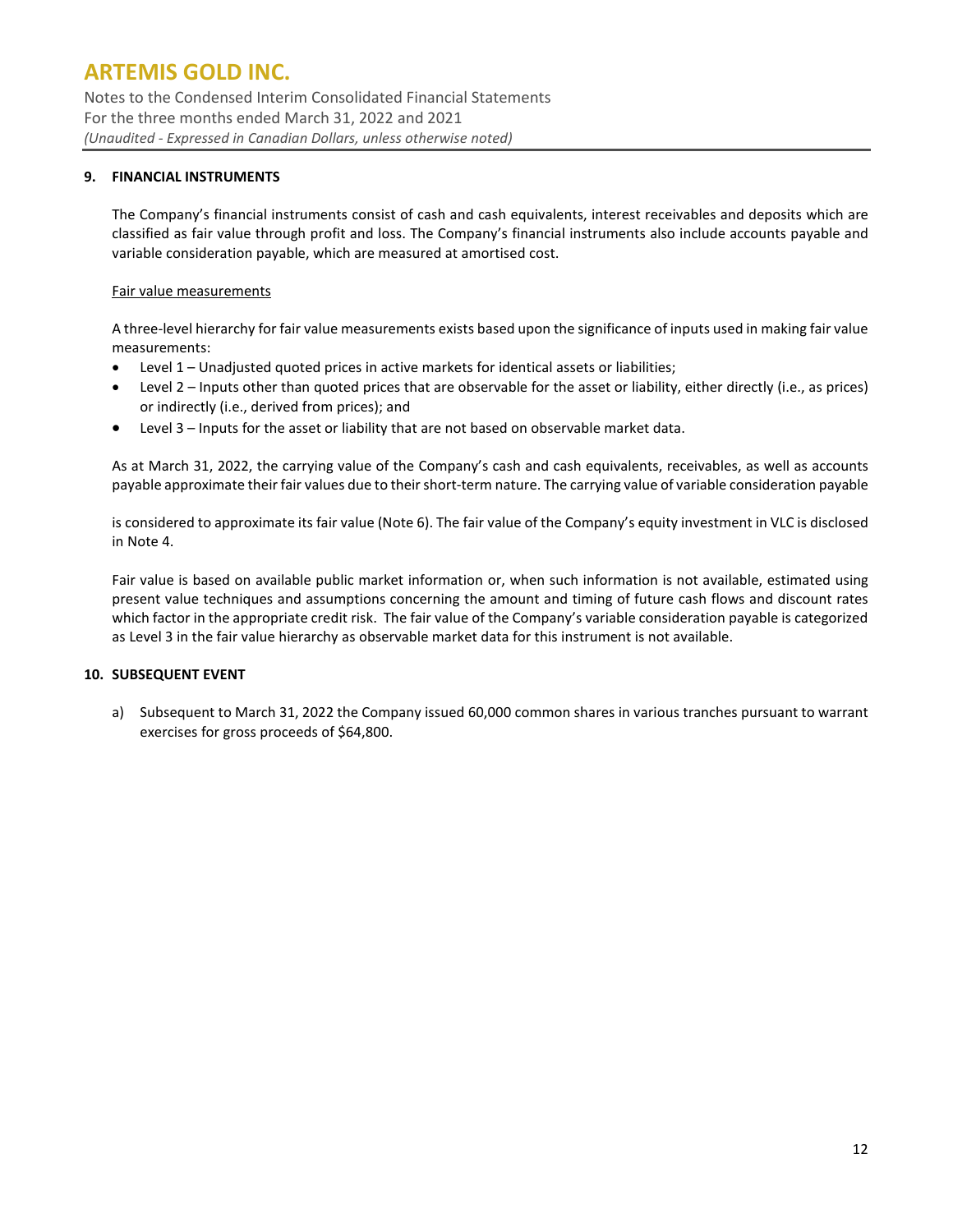## 9. FINANCIAL INSTRUMENTS

The Company's financial instruments consist of cash and cash equivalents, interest receivables and deposits which are classified as fair value through profit and loss. The Company's financial instruments also include accounts payable and variable consideration payable, which are measured at amortised cost.

Fair value measurements

A three-level hierarchy for fair value measurements exists based upon the significance of inputs used in making fair value measurements:

- Level 1 – Unadjusted quoted prices in active markets for identical assets or liabilities;
- Level 2 – Inputs other than quoted prices that are observable for the asset or liability, either directly (i.e., as prices) or indirectly (i.e., derived from prices); and
- Level 3 – Inputs for the asset or liability that are not based on observable market data.

As at March 31, 2022, the carrying value of the Company's cash and cash equivalents, receivables, as well as accounts payable approximate their fair values due to their short-term nature. The carrying value of variable consideration payable is considered to approximate its fair value (Note 6). The fair value of the Company's equity investment in VLC is disclosed in Note 4.

Fair value is based on available public market information or, when such information is not available, estimated using present value techniques and assumptions concerning the amount and timing of future cash flows and discount rates which factor in the appropriate credit risk. The fair value of the Company's variable consideration payable is categorized as Level 3 in the fair value hierarchy as observable market data for this instrument is not available.

## 10. SUBSEQUENT EVENT

a) Subsequent to March 31, 2022 the Company issued 60,000 common shares in various tranches pursuant to warrant exercises for gross proceeds of $64,800.